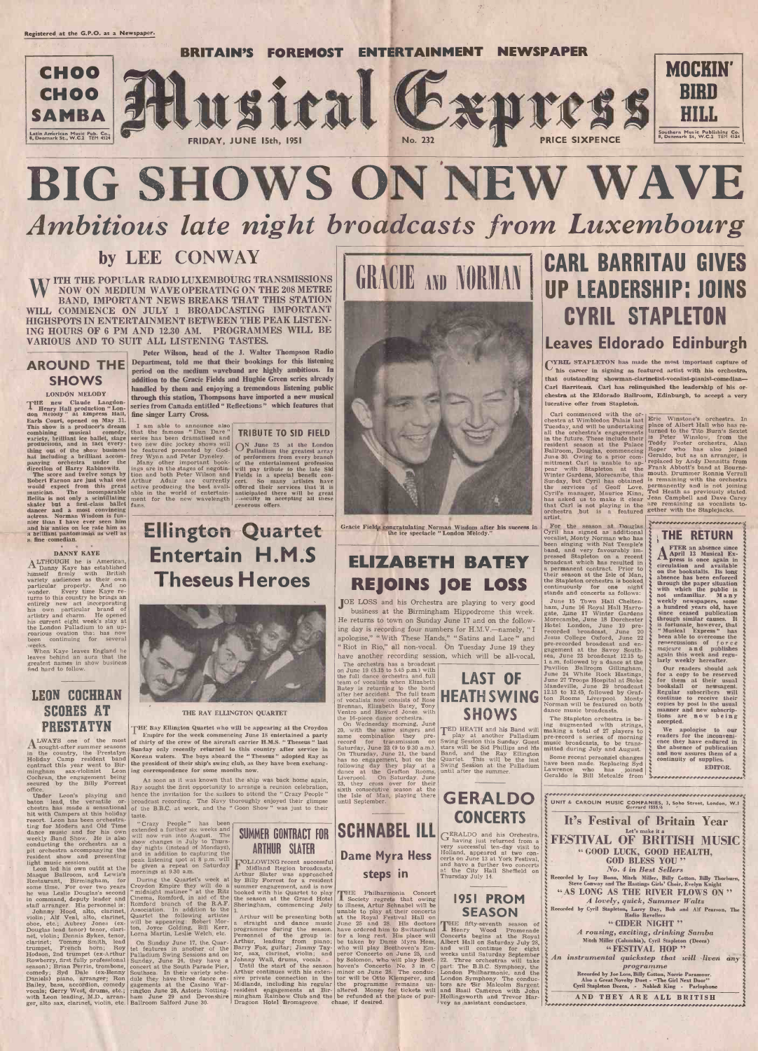Registered at the G.P.O. as a Newspaper.

CHOO CHOO SAMBA
Latin American Music Pub. Co., 8, Denmark St., W.C.2 TEM 4524

BRITAIN'S FOREMOST ENTERTAINMENT NEWSPAPER

# Musical Express

FRIDAY, JUNE 15th, 1951 No. 232 PRICE SIXPENCE

MOCKIN' BIRD HILL
Southern Music Publishing Co. 8, Denmark St., W.C.2 TEM 4524

# BIG SHOWS ON NEW WAVE

## *Ambitious late night broadcasts from Luxembourg*

### by LEE CONWAY

WITH THE POPULAR RADIO LUXEMBOURG TRANSMISSIONS NOW ON MEDIUM WAVE OPERATING ON THE 208 METRE BAND, IMPORTANT NEWS BREAKS THAT THIS STATION WILL COMMENCE ON JULY 1 BROADCASTING IMPORTANT HIGHSPOTS IN ENTERTAINMENT BETWEEN THE PEAK LISTENING HOURS OF 6 PM AND 12.30 AM. PROGRAMMES WILL BE VARIOUS AND TO SUIT ALL LISTENING TASTES.

Peter Wilson, head of the J. Walter Thompson Radio Department, told me that their bookings for this listening period on the medium waveband are highly ambitious. In addition to the Gracie Fields and Hughie Green series already handled by them and enjoying a tremendous listening public through this station, Thompsons have imported a new musical series from Canada entitled "Reflections" which features that fine singer Larry Cross.

I am able to announce also that the famous "Dan Dare" series has been dramatised and two new disc jockey shows will be featured presented by Godfrey Wynn and Peter Dyneley.

Many other important bookings are in the stages of negotiation and both Peter Wilson and Arthur Adair are currently active producing the best available in the world of entertainment for the new wavelength fans.

## AROUND THE SHOWS

### LONDON MELODY

THE new Claude Langdon-Henry Hall production "London Melody" at Empress Hall, Earls Court, opened on May 31. This show is a producer's dream combining musical comedy, variety, brilliant ice ballet, stage productions, and in fact everything out of the show business hat including a brilliant accompanying orchestra under the direction of Harry Rabinowitz.

The score and twelve songs by Robert Farnon are just what one would expect from this great musician. The incomparable Belita is not only a scintillating skater but a first-class ballet dancer and a most convincing actress. Norman Wisdom is funnier than I have ever seen him and his antics on ice rate him as a brilliant pantomimist as well as a fine comedian.

### DANNY KAYE

ALTHOUGH he is American, Danny Kaye has established himself firmly with British variety audiences as their own particular property. And no wonder. Every time Kaye returns to this country he brings an entirely new act incorporating his own particular brand of artistry and charm. He opened his current eight week's stay at the London Palladium to an uproarious ovation that has now been continuing for several weeks.

When Kaye leaves England he leaves behind an aura that the greatest names in show business find hard to follow.

## LEON COCHRAN SCORES AT PRESTATYN

ALWAYS one of the most sought-after summer seasons in the country, the Prestatyn Holiday Camp resident band contract this year went to Birmingham sax-violinist Leon Cochran, the engagement being secured by the Billy Forrest office.

Under Leon's playing and baton lead, the versatile orchestra has made a sensational hit with Campers at this holiday resort. Leon has been orchestrating for Modern and Old Time dance music and for his own weekly Band Show. He is also conducting the orchestra as a pit orchestra accompanying the resident show and presenting light music sessions.

Leon led his own outfit at the Masque Ballroom, and Lewis's Restaurant, Birmingham, for some time. For over two years he was Leslie Douglas's second in command, deputy leader and staff arranger. His personnel is: Johnny Hood, alto, clarinet, violin; Alf Veal, alto, clarinet, oboe, etc.; Aubrey Jones (ex-Douglas lead tenor) tenor, clarinet, violin; Dennis Sykes, tenor, clarinet; Tommy Smith, lead trumpet, French horn; Roy Hodson, 2nd trumpet (ex-Arthur Rowberry, first fully professional season); Brian Perrin, trombone, comedy; Syd Dale (ex-Benny Daniels) piano, arranger; Ron Bailey, bass, accordion, comedy vocals; Gerry West, drums, etc.; with Leon leading, M.D., arranger, alto sax, clarinet, violin, etc.

## TRIBUTE TO SID FIELD

ON June 25 at the London Palladium the greatest array of performers from every branch of the entertainment profession will pay tribute to the late Sid Fields in a special benefit concert. So many artistes have offered their services that it is anticipated there will be great difficulty in accepting all these generous offers.

## Ellington Quartet Entertain H.M.S Theseus Heroes

THE RAY ELLINGTON QUARTET

THE Ray Ellington Quartet who will be appearing at the Croydon Empire for the week commencing June 18 entertained a party of thirty of the crew of the aircraft carrier H.M.S. "Theseus" last Sunday only recently returned to this country after service in Korean waters. The boys aboard the "Theseus" adopted Ray as the president of their ship's swing club, as they have been exchanging correspondence for some months now.

As soon as it was known that the ship was back home again, Ray sought the first opportunity to arrange a reunion celebration, hence the invitation for the sailors to attend the "Crazy People" broadcast recording. The Navy thoroughly enjoyed their glimpse of the B.B.C. at work, and the "Goon Show" was just to their taste.

"Crazy People" has been extended a further six weeks and will now run into August. The show changes in July to Thursday nights (instead of Mondays), and in addition to capturing the peak listening spot at 8 p.m. will be given a repeat on Saturday mornings at 9.30 a.m.

During the Quartet's week at Croydon Empire they will do a "midnight matinee" at the Ritz Cinema, Romford, in aid of the Romford branch of the R.A.F. Association. In addition to the Quartet the following artistes will be appearing: Robert Morton, Joyce Golding, Bill Kerr, Lorna Martin, Leslie Welch, etc.

On Sunday June 17, the Quartet features in another of the Palladium Swing Sessions and on Sunday, June 24, they have a concert at the South Parade Pier, Southsea. In their variety schedule they have three dance engagements at the Casino Warrington June 28, Astoria Nottingham June 29 and Devonshire Ballroom Salford June 30.

## SUMMER CONTRACT FOR ARTHUR SLATER

FOLLOWING recent successful Midland Region broadcasts, Arthur Slater was approached by Billy Forrest for a resident summer engagement, and is now booked with his Quartet to play the season at the Grand Hotel Sheringham, commencing July 1.

Arthur will be presenting both a straight and dance music programme during the season. Personnel of the group is: Arthur, leading from piano; Barry Fox, guitar; Jimmy Taylor, sax, clarinet, violin; and Johnny Wall, drums, vocals.

Until the start of the season Arthur continues with his extensive private connection in the Midlands, including his regular resident engagements at Birmingham Rainbow Club and the Dragoon Hotel Bromsgrove.

## GRACIE AND NORMAN

Gracie Fields congratulating Norman Wisdom after his success in the ice spectacle "London Melody."

## ELIZABETH BATEY REJOINS JOE LOSS

JOE LOSS and his Orchestra are playing to very good business at the Birmingham Hippodrome this week. He returns to town on Sunday June 17 and on the following day is recording four numbers for H.M.V.—namely, "I apologise," "With These Hands," "Satins and Lace" and "Riot in Rio," all non-vocal. On Tuesday June 19 they have another recording session, which will be all-vocal.

The orchestra has a broadcast on June 19 (5.15 to 5.45 p.m.) with the full dance orchestra and full team of vocalists when Elizabeth Batey is returning to the band after her accident. The full team of vocalists now consists of Rose Brennan, Elizabeth Batey, Tony Ventro and Howard Jones with the 16-piece dance orchestra.

On Wednesday morning, June 20, with the same singers and same combination they pre-record for transmission on Saturday, June 23 (9 to 9.30 a.m.). On Thursday, June 21, the band has no engagement, but on the following day they play at a dance at the Grafton Rooms, Liverpool. On Saturday, June 23, they cross over for their sixth consecutive season at the Isle of Man, playing there until September.

## SCHNABEL ILL

### Dame Myra Hess steps in

THE Philharmonia Concert Society regrets that owing to illness, Artur Schnabel will be unable to play at their concerts at the Royal Festival Hall on June 26 and 28. His doctors have ordered him to Switzerland for a long rest. His place will be taken by Dame Myra Hess, who will play Beethoven's Emperor Concerto on June 26, and by Solomon, who will play Beethoven's Concerto No. 3 in C minor on June 28. The conductor will be Otto Klemperer, and the programme remains unaltered. Money for tickets will be refunded at the place of purchase, if desired.

## LAST OF HEATH SWING SHOWS

TED HEATH and his Band will play at another Palladium Swing Session this Sunday. Guest stars will be Sid Phillips and His Band, and the Ray Ellington Quartet. This will be the last Swing Session at the Palladium until after the summer.

## GERALDO CONCERTS

GERALDO and his Orchestra, having just returned from a very successful ten-day visit to Holland, appeared at two concerts on June 13 at York Festival, and have a further two concerts at the City Hall Sheffield on Thursday July 14.

## 1951 PROM SEASON

THE fifty-seventh season of Henry Wood Promenade Concerts begins at the Royal Albert Hall on Saturday July 28, and will continue for eight weeks until Saturday September 22. Three orchestras will take part: The B.B.C. Symphony, the London Philharmonic, and the London Symphony. The conductors are Sir Malcolm Sargent and Basil Cameron with John Hollingsworth and Trevor Harvey as assistant conductors.

## CARL BARRITAU GIVES UP LEADERSHIP: JOINS CYRIL STAPLETON

### Leaves Eldorado Edinburgh

CYRIL STAPLETON has made the most important capture of his career in signing as featured artist with his orchestra, that outstanding showman-clarinetist-vocalist-pianist-comedian—Carl Barritau. Carl has relinquished the leadership of his orchestra at the Eldorado Ballroom, Edinburgh, to accept a very lucrative offer from Stapleton.

Carl commenced with the orchestra at Wimbledon Palais last Tuesday, and will be undertaking all the orchestra's engagements in the future. These include their resident season at the Palace Ballroom, Douglas, commencing June 30. Owing to a prior commitment Carl is unable to appear with Stapleton at the Winter Gardens, Morecambe, this Sunday, but Cyril has obtained the services of Geoff Love. Cyril's manager, Maurice Kinn, has asked us to make it clear that Carl is not playing in the orchestra but is a featured artist.

For the season at Douglas Cyril has signed as additional vocalist, Monty Norman who has been singing with Nat Temple's band, and very favourably impressed Stapleton on a recent broadcast which has resulted in a permanent contract. Prior to their season at the Isle of Man, the Stapleton orchestra is booked continuously for one night stands and concerts as follows:

June 15 Town Hall Cheltenham, June 16 Royal Hall Harrogate, June 17 Winter Gardens Morecambe, June 18 Dorchester Hotel London, June 19 pre-recorded broadcast, June 20 Jesus College Oxford, June 22 pre-recorded broadcast and engagement at the Savoy Southsea, June 23 broadcast 12.15 to 1 a.m. followed by a dance at the Pavilion Ballroom Gillingham, June 24 White Rock Hastings, June 27 Troops Hospital at Stoke Mandeville, June 29 broadcast 12.15 to 12.45, followed by Grafton Rooms Liverpool. Monty Norman will be featured on both dance music broadcasts.

The Stapleton orchestra is being augmented with strings, making a total of 27 players to pre-record a series of morning music broadcasts, to be transmitted during July and August.

Some recent personnel changes have been made. Replacing Syd Lawrence who has joined Geraldo is Bill Metcalfe from Eric Winstone's orchestra. In place of Albert Hall who has returned to the Tito Burn's Sextet is Peter Winslow, from the Teddy Foster orchestra. Alan Roper who has also joined Geraldo, but as an arranger, is replaced by Andy Dennitts from Frank Abbott's band at Bournemouth. Drummer Ronnie Verrall is remaining with the orchestra permanently and is not joining Ted Heath as previously stated. Jean Campbell and Dave Carey are remaining as vocalists together with the Staplejacks.

## THE RETURN

AFTER an absence since April 13 Musical Express is once again in circulation and available on the bookstalls. Its long absence has been enforced through the paper situation with which the public is not unfamiliar. Many weekly newspapers, some a hundred years old, have since ceased publication through similar causes. It is fortunate, however, that "Musical Express" has been able to overcome the repercussions of *force majeure* and publishes again this week and regularly weekly hereafter.

Our readers should ask for a copy to be reserved for them at their usual bookstall or newsagent. Regular subscribers will continue to receive their copies by post in the usual manner and new subscriptions are now being accepted.

We apologise to our readers for the inconvenience they have endured in the absence of publication and now assure them of a continuity of supplies.

EDITOR.

UNIT & CAROLIN MUSIC COMPANIES, 3, Soho Street, London, W.1 Gerrard 1558/6

## It's Festival of Britain Year

Let's make it a

## FESTIVAL OF BRITISH MUSIC

**"GOOD LUCK, GOOD HEALTH, GOD BLESS YOU"**

*No. 4 in Best Sellers*

Recorded by Issy Bonn, Mitch Miller, Billy Cotton, Billy Thorburn, Steve Conway and The Hastings Girls' Choir, Evelyn Knight

**"AS LONG AS THE RIVER FLOWS ON"**

*A lovely, quick, Summer Waltz*

Recorded by Cyril Stapleton, Larry Day, Bob and Alf Pearson, The Radio Revellers

**"CIDER NIGHT"**

*A rousing, exciting, drinking Samba*

Mitch Miller (Columbia), Cyril Stapleton (Decca)

**"FESTIVAL HOP"**

*An instrumental quickstep that will liven any programme*

Recorded by Joe Loss, Billy Cotton, Norrie Paramour. Also a Great Novelty Duet - "The Girl Next Door" Cyril Stapleton Decca, - Noble & King - Parlophone

**AND THEY ARE ALL BRITISH**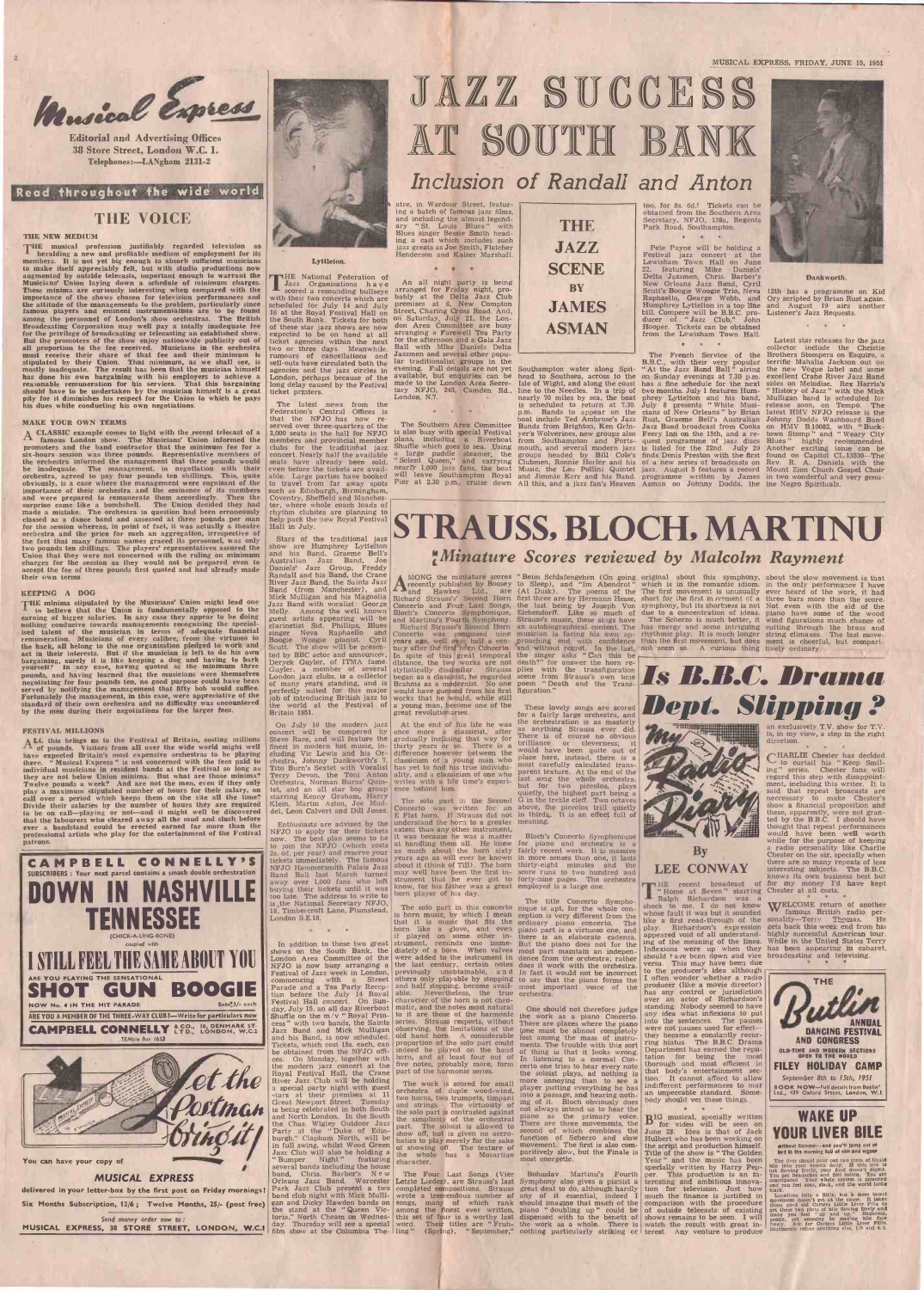# Musical Express

**Editorial and Advertising Offices**
**38 Store Street, London W.C. 1.**
**Telephones:—LANgham 2131-2**

## Read throughout the wide world

## THE VOICE

### THE NEW MEDIUM

THE musical profession justifiably regarded television as heralding a new and profitable medium of employment for its members. It is not yet big enough to absorb sufficient musicians to make itself appreciably felt, but with studio productions now augmented by outside telecasts, important enough to warrant the Musicians' Union laying down a schedule of minimum charges. These minima are curiously interesting when compared with the importance of the shows chosen for television performances and the attitude of the managements to the problem, particularly since famous players and eminent instrumentalists are to be found among the personnel of London's show orchestras. The British Broadcasting Corporation may well pay a totally inadequate fee for the privilege of broadcasting or televising an established show. But the promoters of the show enjoy nationwide publicity out of all proportion to the fee received. Musicians in the orchestra must receive their share of that fee and their minimum is stipulated by their Union. That minimum, as we shall see, is mostly inadequate. The result has been that the musician himself has done his own bargaining with his employers to achieve a reasonable remuneration for his services. That this bargaining should have to be undertaken by the musician himself is a great pity for it diminishes his respect for the Union to which he pays his dues while conducting his own negotiations.

### MAKE YOUR OWN TERMS

A CLASSIC example comes to light with the recent telecast of a famous London show. The Musicians' Union informed the promoters and the band contractor that the minimum fee for a six-hours session was three pounds. Representative members of the orchestra informed the management that three pounds would be inadequate. The management, in negotiation with their orchestra, agreed to pay four pounds ten shillings. This, quite obviously, is a case where the management were cognisant of the importance of their orchestra and the eminence of its members and were prepared to remunerate them accordingly. Then the surprise came like a bombshell. The Union decided they had made a mistake. The orchestra in question had been erroneously classed as a dance band and assessed at three pounds per man for the session whereas, in point of fact, it was actually a theatre orchestra and the price for such an aggregation, irrespective of the fact that many famous names graced its personnel, was only two pounds ten shillings. The players' representatives assured the Union that they were not concerned with the ruling on minimum charges for the session as they would not be prepared even to accept the fee of three pounds first quoted and had already made their own terms.

### KEEPING A DOG

THE minima stipulated by the Musicians' Union might lead one to believe that the Union is fundamentally opposed to the earning of bigger salaries. In any case they appear to be doing nothing conducive towards managements recognising the specialised talent of the musician in terms of adequate financial remuneration. Musicians of every calibre, from the virtuoso to the hack, all belong to the one organisation pledged to work and act in their interests. But if the musician is left to do his own bargaining, surely it is like keeping a dog and having to bark yourself? In any case, having quoted as the minimum three pounds, and having learned that the musicians were themselves negotiating for four pounds ten, no good purpose could have been served by notifying the management that fifty bob would suffice. Fortunately the management, in this case, were appreciative of the standard of their own orchestra and no difficulty was encountered by the men during their negotiations for the larger fees.

### FESTIVAL MILLIONS

ALL this brings us to the Festival of Britain, costing millions of pounds. Visitors from all over the wide world might well have expected Britain's most expensive orchestras to be playing there. "Musical Express" is not concerned with the fees paid to individual musicians in resident bands at the Festival so long as they are not below Union minima. But what are those minima? Twelve pounds a week? And are not the men, even if they only play a maximum stipulated number of hours for their salary, on call over a period which keeps them on the site all the time? Divide their salaries by the number of hours they are required to be on call—playing or not—and it might well be discovered that the labourers who cleared away all the mud and slush before ever a bandstand could be erected earned far more than the professional artists who play for the entertainment of the Festival patrons.

---

**CAMPBELL CONNELLY'S**
SUBSCRIBERS: Your next parcel contains a smash double orchestration

# DOWN IN NASHVILLE TENNESSEE
(CHICK-A-LING-BONE)
coupled with
# I STILL FEEL THE SAME ABOUT YOU

ARE YOU PLAYING THE SENSATIONAL
# SHOT GUN BOOGIE
NOW No. 4 IN THE HIT PARADE — Sets 3/- each

ARE YOU A MEMBER OF THE THREE-WAY CLUB?—Write for particulars now

**CAMPBELL CONNELLY & CO. LTD., 10, DENMARK ST. LONDON, W.C.2** TEMple Bar 1653

---

**Let the Postman bring it!**

You can have your copy of
**MUSICAL EXPRESS**
delivered in your letter-box by the first post on Friday mornings!
Six Months Subscription, 12/6; Twelve Months, 25/- (post free)
Send money order now to:
**MUSICAL EXPRESS, 38 STORE STREET, LONDON, W.C.1**

---

# JAZZ SUCCESS AT SOUTH BANK
## *Inclusion of Randall and Anton*

Lyttelton.

THE National Federation of Jazz Organisations have scored a resounding bullseye with their two concerts which are scheduled for July 14 and July 16 at the Royal Festival Hall on the South Bank. Tickets for both of these star jazz shows are now expected to be on hand at all ticket agencies within the next two or three days. Meanwhile, rumours of cancellations and sell-outs have circulated both the agencies and the jazz circles in London, perhaps because of the long delay caused by the Festival ticket printers.

The latest news from the Federation's Central Offices is that the NFJO has now reserved over three-quarters of the 3,000 seats in the hall for NFJO members and provincial member clubs for the traditional jazz concert. Nearly half the available seats have already been sold, even before the tickets are available. Large parties have booked to travel from far away spots such as Edinburgh, Birmingham, Coventry, Sheffield and Manchester, where whole coach loads of rhythm clubites are planning to help pack the new Royal Festival Hall in July.

Stars of the traditional jazz show are Humphrey Lyttelton and his Band, Graeme Bell's Australian Jazz Band, Joe Daniels' Jazz Group, Freddy Randall and his Band, the Crane River Jazz Band, the Saints Jazz Band (from Manchester), and Mick Mulligan and his Magnolia Jazz Band with vocalist George Melly. Among the well known guest artists appearing will be clarinetist Sid. Phillips, Blues singer Neva Raphaello and Boogie Woogie pianist Cyril Scutt. The show will be presented by BBC actor and announcer, Deryck Guyler, of ITMA fame. Guyler, a member of several London jazz clubs, is a collector of many years standing, and is perfectly suited for this major job of introducing British jazz to the world at the Festival of Britain 1951.

On July 16 the modern jazz concert will be compered by Steve Race, and will feature the finest in modern hot music, including Vic Lewis and his Orchestra, Johnny Dankworth's 7, Tito Burn's Sextet with Vocalist Terry Devon, the Toni Anton Orchestra, Norman Burns' Quintet, and an all star bop group starring Kenny Graham, Harry Klein, Martin Aston, Joe Muddel, Leon Calvert and Dill Jones.

Enthusiasts are advised by the NFJO to apply for their tickets now. The best plan seems to be to join the NFJO (which costs 2s. 6d. per year) and reserve your tickets immediately. The famous NFJO Hammersmith Palais Jazz Band Ball last March turned away over 1,000 fans who left buying their tickets until it was too late. The address to write to is the National Secretary NFJO, 18, Timbercroft Lane, Plumstead, London S.E.18.

\* \* \*

In addition to these two great shows on the South Bank, the London Area Committee of the NFJO is now busy arranging a Festival of Jazz week in London, commencing with a Street Parade and a Tea Party Reception before the July 14 Royal Festival Hall Concert. On Sunday, July 15, an all day Riverboat Shuffle on the m/v "Royal Princess" with two bands, the Saints Jazz Band and Mick Mulligan and his Band, is now scheduled. Tickets, which cost 15s. each, can be obtained from the NFJO offices. On Monday, together with the modern jazz concert at the Royal Festival Hall, the Crane River Jazz Club will be holding a special party night with guest stars at their premises at 11 Great Newport Street. Tuesday is being celebrated in both South and North London. In the South the Chas. Wigley Outdoor Jazz Party at the "Duke of Edinburgh" Clapham North, will be in full swing, whilst Wood Green Jazz Club will also be holding a "Bumper Night" featuring several bands including the house band, Chris. Barber's New Orleans Jazz Band. Worcester Park Jazz Club present a two band club night with Mick Mulligan and Dicky Hawden bands on the stand at the "Queen Victoria." North Cheam on Wednesday. Thursday will see a special film show at the Columbia Theatre, in Wardour Street, featuring a batch of famous jazz films, and including the almost legendary "St. Louis Blues" with Blues singer Bessie Smith heading a cast which includes such jazz greats as Joe Smith, Fletcher Henderson and Kaiser Marshall.

\* \* \*

An all night party is being arranged for Friday night, probably at the Delta Jazz Club premises at 6, New Compton Street, Charing Cross Road. And, on Saturday, July 21, the London Area Committee are busy arranging a Farewell Tea Party for the afternoon and a Gala Jazz Ball with Mike Daniels Delta Jazzmen and several other popular traditionalist groups in the evening. Full details are not yet available, but enquiries can be made to the London Area Secretary NFJO, 245, Camden Rd., London, N.7.

\* \* \*

The Southern Area Committee is also busy with special Festival plans, including a Riverboat Shuffle which goes to sea. Using a large paddle steamer, the "Solent Queen," and carrying nearly 1,000 jazz fans, the boat will leave Southampton Royal Pier at 2.30 p.m., cruise down Southampton water along Spithead to Southsea, across to the Isle of Wight, and along the coast line to the Needles. In a trip of nearly 70 miles by sea, the boat is scheduled to return at 7.30 p.m. Bands to appear on the boat include Ted Ambrose's Jazz Bands from Brighton, Ken Grinyer's Wolverines, new groups also from Southampton and Portsmouth, and several modern jazz groups headed by Bill Cole's Clubmen, Ronnie Horler and his Music, the Leo Pollini Quintet and Jimmie Kerr and his Band. All this, and a jazz fan's Heaven too, for 8s. 6d.! Tickets can be obtained from the Southern Area Secretary, NFJO, 139a, Regents Park Road, Southampton.

## THE JAZZ SCENE BY JAMES ASMAN

Pete Payne will be holding a Festival jazz concert at the Lewisham Town Hall on June 22, featuring Mike Daniels' Delta Jazzmen, Chris. Barber's New Orleans Jazz Band, Cyril Scott's Boogie Woogie Trio, Neva Raphaello, George Webb, and Humphrey Lyttelton in a top line bill. Compere will be BBC producer of "Jazz Club," John Hooper. Tickets can be obtained from the Lewisham Town Hall.

\* \* \*

The French Service of the BBC, with their very popular "At the Jazz Band Ball" airing on Sunday evenings at 7.30 p.m. has a fine schedule for the next two months. July 1 features Humphrey Lyttelton and his band, July 8 presents "White Musicians of New Orleans" by Brian Rust, Graeme Bell's Australian Jazz Band broadcast from Cooks Ferry Inn on the 15th, and a request programme of jazz discs is listed for the 22nd. July 29 finds Denis Preston with the first of a new series of broadcasts on jazz. August 5 features a record programme written by James Asman on Johnny Dodds, the 12th has a programme on Kid Ory scripted by Brian Rust again, and August 19 airs another Listener's Jazz Requests.

Dankworth.

\* \* \*

Latest star releases for the jazz collector include the Christie Brothers Stompers on Esquire, a terrific Mahalia Jackson out on the new Vogue label and some excellent Crane River Jazz Band sides on Melodisc. Rex Harris's "History of Jazz" with the Mick Mulligan band is scheduled for release soon, on Tempo. The latest HMV NFJO release is the Johnny Dodds Washboard Band on HMV B.10082, with "Buck-town Stomp" and "Weary City Blues" highly recommended. Another exciting issue can be found on Capitol CL.13530—The Rev. R. A. Daniels with the Mount Zion Church Gospel Choir in two wonderful and very genuine Negro Spirituals.

---

# STRAUSS, BLOCH, MARTINU
## *Miniature Scores reviewed by Malcolm Rayment*

AMONG the miniature scores recently published by Boosey and Hawkes Ltd., are Richard Strauss's Second Horn Concerto and Four Last Songs, Bloch's Concerto Symphonique, and Martinu's Fourth Symphony.

Richard Strauss's Second Horn Concerto was composed nine years ago, well over half a century after the first horn Concerto. In spite of this great temporal distance, the two works are not stylistically dissimilar. Strauss began as a classicist, he regarded Brahms as a modernist. No one would have guessed from his first works that he would, while still a young man, become one of the great revolutionaries.

At the end of his life he was once more a classicist, after gradually inclining that way for thirty years or so. There is a difference however between the classicism of a young man who has yet to find his true individuality, and a classicism of one who writes with a life time's experience behind him.

The solo part in the Second Concerto was written for an E flat horn. If Strauss did not understand the horn to a greater extent than any other instrument, it was because he was a master at handling them all. He knew as much about the horn sixty years ago as all ever he known about it (think of Till). The horn may well have been the first instrument that he ever got to know, for his father was a great horn player of his day.

The solo part in this concerto is horn music, by which I mean that it is music that fits the horn like a glove, and even if played on some other instrument, reminds one immediately of a horn. When valves were added to the instrument in the last century, certain notes previously unobtainable, and others only playable by stopping and half stopping, became available. Nevertheless, the true character of the horn is not chromatic, and the notes most natural to it are those of the harmonic series. Strauss respects, without observing, the limitations of the old hand horn. A considerable proportion of the solo part could indeed be played on the hand horn, and at least four out of five notes, probably more, form part of the harmonic series.

The work is scored for small orchestra of double wood-wind, two horns, two trumpets, timpani and strings. The virtuosity of the solo part is contrasted against the simplicity of the orchestral part. The soloist is allowed to show off, but is given no acrobatics to play merely for the sake of showing off. The texture of the whole has a Mozartian character.

The Four Last Songs (Vier Letzte Lieder), are Strauss's last completed compositions. Strauss wrote a tremendous number of songs, many of which rank among the finest ever written, this set of four is a worthy last word. Their titles are "Frühling" (Spring), "September," "Beim Schlafengehen (On going to Sleep), and "Im Abendrot" (At Dusk). The poems of the first three are by Hermann Hesse, the last being by Joseph von Eichendorff. Like so much of Strauss's music, these songs have an autobiographical content. The musician is facing his own approaching end with confidence and without regret. In the last, the singer asks "Can this be death?" for answer the horn replies with the transfiguration scene from Strauss's own tone poem "Death and the Transfiguration."

These lovely songs are scored for a fairly large orchestra, and the orchestration is as masterly as anything Strauss ever did. There is of course no obvious brilliance or cleverness; it would have been quite out of place here, instead, there is a most carefully calculated transparent texture. At the end of the last song the whole orchestra, but for two piccolos, plays quietly, the highest part being a G in the treble clef. Two octaves above, the piccolos trill quietly in thirds. It is an effect full of meaning.

Bloch's Concerto Symphonique for piano and orchestra is a fairly recent work. It is massive in more senses than one, it lasts thirty-eight minutes and the score runs to two hundred and forty-nine pages. The orchestra employed is a large one.

The title Concerto Symphonique is apt, for the whole conception is very different from the ordinary piano concerto. The piano part is a virtuoso one, and there is an elaborate cadenza. But the piano does not for the most part maintain an independence from the orchestra; rather does it work with the orchestra. In fact it would not be incorrect to say that the piano forms the most important voice of the orchestra.

One should not therefore judge the work as a piano concerto. There are places where the piano (one must be almost completely lost among the mass of instruments. The trouble with this sort of thing is that it looks wrong. In listening to a normal concerto one tries to hear every note the soloist plays, ad nothing is more annoying than to see a player putting everything he has into a passage, and hearing nothing of it. Bloch obviously does not always intend us to hear the piano as the primary voice. There are three movements, the second of which combines the function of Scherzo and slow movement. The first is also comparitively slow, but the Finale is most energetic.

Bohuslav Martinu's Fourth Symphony also gives a pianist a great deal to do, although hardly any of it essential, indeed I should imagine that much of the piano "doubling up" could be dispensed with to the benefit of the work as a whole. There is nothing particularly striking or original about this symphony, which is in the romantic idiom. The first movement is unusually short for the first movement of a symphony, but its shortness is not due to a concentration of ideas. The Scherzo is much better, it has energy and some intriguing rhythmic play. It is much longer than the first movement, but does not seem so. A curious thing about the slow movement is that in the only performance I have ever heard of the work, it had three bars more than the score. Not even with the aid of the piano have some of the wood wind figurations much chance of cutting through the brass and string climaxes. The last movement is cheerful, but comparitively ordinary.

---

# *Is B.B.C. Drama Dept. Slipping?*

## My Radio Diary
### By LEE CONWAY

THE recent broadcast of "Home at Seven" starring Ralph Richardson was a shock to me. I do not know whose fault it was but it sounded like a first read-through of the play. Richardson's expression appeared void of all understanding of the meaning of the lines. Inflections were up when they should have been down and vice versa. This may have been due to the producer's idea although I often wonder whether a radio producer (like a movie director) has any control or jurisdiction over an actor of Richardson's standing. Nobody seemed to have any idea what inflexions to put into the sentences. The pauses were not pauses used for effect—they became a constantly recurring hiatus. The BBC Drama Department has earned the reputation for being the most thorough and most efficient in that body's entertainment section. It cannot afford to allow indifferent performances to mar an impeccable standard. Somebody should vet these things.

\* \* \*

BIG musical, specially written for video will be seen on June 23. Idea is that of Jack Hulbert who has been working on the script and production himself. Title of the show is "The Golden Year" and the music has been specially written by Harry Pepper. This production is an interesting and ambitious innovation for television. Just how much the finance is justified in comparison with the procedure of outside telecasts of existing shows remains to be seen. I will watch the result with great interest. Any venture to produce an exclusively TV show for TV is, in my view, a step in the right direction.

\* \* \*

CHARLIE Chester has decided to curtail his "Keep Smiling" series. Chester fans will regard this step with disappointment, including this writer. It is said that repeat broadcasts are necessary to make Chester's show a financial proposition and these, apparently, were not granted by the BBC. I should have thought that repeat performances would have been well worth while for the purpose of keeping a radio personality like Charlie Chester on the air, specially when there are so many repeats of less interesting subjects. The BBC knows its own business best but for my money I'd have kept Chester at all costs.

\* \* \*

WELCOME return of another famous British radio personality—Terry Thomas. He gets back this week end from his highly successful American tour. While in the United States Terry has been appearing in cabaret, broadcasting and televising.

---

**THE Butlin ANNUAL DANCING FESTIVAL AND CONGRESS**
OLD-TIME AND MODERN SECTIONS
OPEN TO THE WORLD
**FILEY HOLIDAY CAMP**
September 8th to 15th, 1951
BOOK NOW—full details from Butlin's Ltd., 439 Oxford Street, London, W.1

---

# WAKE UP YOUR LIVER BILE

without Calomel—and you'll jump out of bed in the morning full of vim and vigour

The liver should pour out two pints of liquid bile into your bowels daily. If this bile is not flowing freely, your food doesn't digest. You get headaches and feel rotten. You get constipated. Your whole system is poisoned and you feel sour, sunk, and the world looks black.

Laxatives help a little, but a mere bowel movement doesn't get at the cause. It takes those good old Carters Little Liver Pills to get those two pints of bile flowing freely and make you feel "up and up." Harmless, gentle, yet amazing in making bile flow freely. Ask for Carters Little Liver Pills. Stubbornly refuse anything else, 1/5 and 4/2.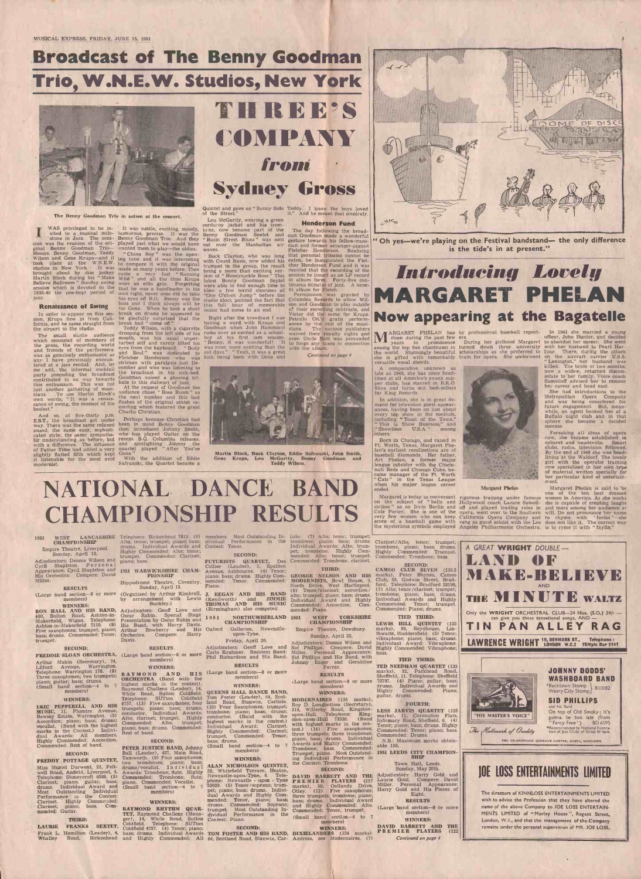# Broadcast of The Benny Goodman Trio, W.N.E.W. Studios, New York

The Benny Goodman Trio in action at the concert.

# THREE'S COMPANY *from* Sydney Gross

I WAS privileged to be invited to a musical milestone in Jazz. The occasion was the reunion of the original Benny Goodman Trio—Messrs. Benny Goodman, Teddy Wilson and Gene Krupa—and it took place at the W.N.E.W. Studios in New York. It was brought about by disc jockey Martin Block during his "Make Believe Ballroom" Sunday swing session which is devoted to the 1935-40 (or pre-bop) period of jazz.

### Renaissance of Swing

In order to appear on this session, Krupa flew in from California, and he came straight from the airport to the studio.

The small studio audience which consisted of members of the press, the recording world and friends of the performers, was as genuinely enthusiastic as any I have previously encountered at a jazz recital. And, let me add, the informal cocktail party preceding the broadcast contributed in no way towards this enthusiasm. This was not just another gathering of musicians. To use Martin Block's own words, "It was a renaissance of swing, the mostest of the bestest."

And so, at five-thirty p.m. E.S.T., the broadcast got under way. There was the same relaxed sound; the same easy, sophisticated style; the same sympathetic understanding as before, but with a difference. The influence of Father Time had added a very slightly flatted fifth which kept it listenable for the most avid modernist.

It was subtle, exciting, moody, humorous, precise. It was the Benny Goodman Trio. And they played just what we would have wanted them to play—the oldies.

"China Boy" was the opening tune and it was interesting to compare it with the original made so many years before. Then came a very fast "Running Wild" and all the time Krupa wore an elfin grin. Forgetting that he was a bandleader in his own right, never once did he take his eyes off B.G. Benny was the boss and I think always will be for Gene. When he took a short break on drums he appeared to be gleefully surprised that the break had "come off."

Teddy Wilson, with a cigarette drooping from the left side of his mouth, was his usual unperturbed self and rarely lifted his eyes from the keyboard. "Body and Soul" was dedicated to Fletcher Henderson who was stricken with paralysis last December and who was listening to the broadcast in his sick-bed. Goodman voiced a glowing tribute to this stalwart of jazz.

At the request of Goodman the audience chose "Rose Room" as the next number and this had flashes of the original sextet recording which featured the great Charlie Christian.

Perhaps because Christian had been in mind Benny Goodman then introduced Johnny Smith, who had played Guitar on the recent B.G. Columbia releases, and spotlighting Johnny the quartet played "After You've Gone."

With the addition of Eddie Safranski, the Quartet became a Quintet and gave us "Sunny Side of the Street."

Lou McGarity, wearing a green corduroy jacket and his trombone, now became part of the Benny Goodman Sextet and "Basin Street Blues" was sent out over the Manhattan air waves.

Buck Clayton, who was long with Count Basie, now added his trumpet to the group, the result being a more than exciting version of "Honeysuckle Rose." This latest Benny Goodman Septet were able to find enough time to blow a few torrid choruses of "One O'clock Jump" before the studio clock pointed the fact that this full hour of memorable music had come to an end.

Right after the broadcast I was having a word with Krupa and Goodman when John Hammond came over as excited as a schoolboy at his first jam session. "Benny, it was wonderful! It was even more exciting than the old days." "Yeah, it was a great kick being back with Gene and Teddy. I know the boys loved it." And he meant that sincerely.

### Henderson Fund

The day following the broadcast Goodman made a wonderful gesture towards his fellow-musician and former arranger-pianist Fletcher Henderson. Realising that personal tributes cannot be eaten, he inaugurated the Fletcher Henderson Fund and it was decided that the recording of the session be issued as an LP record in album form. Forty-five continuous minutes of jazz. A benefit album for Fletch.

Permission was granted by Columbia Records to allow Wilson and Goodman to play outside of their recording contracts, and Victor did the same for Krupa. Petrillo OK'd gratis performances by the rest of the musicians. The various publishers waived their royalty rights and even Uncle Sam was persuaded to forgo any taxes in connection with the album.

*Continued on page 4*

Martin Block, Buck Clayton, Eddie Safranski, John Smith, Gene Krupa, Lou McGarity, Benny Goodman and Teddy Wilson.

"Oh yes—we're playing on the Festival bandstand— the only difference is the tide's in at present."

# *Introducing Lovely* MARGARET PHELAN Now appearing at the Bagatelle

MARGARET PHELAN has risen during the past few years to prominence among the top five chanteuses in the world. Stunningly beautiful she is gifted with remarkably versatile vocal chords.

A comparative unknown as late as 1948, she has since headlined at all America's swank supper clubs, has starred in R.K.O films and turns out best-sellers for King Records.

In addition, she is in great demand for television guest appearances, having been on just about every top show in the medium, including "Toast of the Town," "This is Show Business," and "Showtime U.S.A." among others.

Born in Chicago, and raised in Ft. Worth, Texas, Margaret Phelan's earliest recollections are of baseball diamonds. Her father, Art Phelan, a former major league infielder with the Cincinnati Reds and Chicago Cubs, became manager of the Ft. Worth "Cats" in the Texas League when his major league career ended.

Margaret is today as conversant on the subject of "balls and strikes" as on Irvin Berlin and Cole Porter. She is one of the very few women who can keep score of a baseball game with the mysterious symbols employed by professional baseball reporters.

During her girlhood Margaret turned down three university scholarships as she preferred to train for opera. She underwent rigorous training under famous Hollywood coach Lazare Samoiloff and played leading roles in opera, went over to the Southern California Opera Company and sang as guest soloist with the Los Angeles Philharmonic Orchestra.

Margaret Phelan

In 1941 she married a young officer, John Hunter, and decided to abandon her career. She went with her husband to Pearl Harbour. There, during the attack on the aircraft carrier U.S.S. "Lexington," her husband was killed. The bride of two months, now a widow, returned disconsolate to her family. Voice coach Samoiloff advised her to resume her career and head east.

She had introductions to the Metropolitan Opera Company and was being considered for future engagement. But, meanwhile, an agent booked her at a Buffalo night club and in that sphere she became a decided success.

Forsaking all ideas of opera now, she became established in cabaret and vaudeville. Smart clubs, radio, television followed. By the end of 1948 she was headlining at the Waldorf. The lovely girl with the operatic training now specialised in her own type of material written specially for her particular kind of entertainment.

Margaret Phelan is said to be one of the ten best dressed women in America. As she works she is capable of creating laughs and tears among her audience at will. Do not pronounce her name to rhyme with "feelin"—she does not like it. The correct way is to ryme it with "faylin."

# NATIONAL DANCE BAND CHAMPIONSHIP RESULTS

**1951 WEST LANCASHIRE CHAMPIONSHIP**

Empire Theatre, Liverpool.
Sunday, April 15.

Adjudicators: Dennis Wilson and Cyril Stapleton. Personal Appearance: Cyril Stapleton and His Orchestra: Compere: David Miller.

**RESULTS**

(Large band section—8 or more members)

**WINNERS:**

**RON HALL AND HIS BAND,** 400, Bolton Road, Ashton-in-Makerfield, Wigan. Telephone: Ashton-in-Makerfield 7110. (9) Five saxophones; trumpet; piano; bass; drums. Commended: Tenor; trumpet.

**SECOND:**

**FREDDIE SLOAN ORCHESTRA,** Arthur Makin (Secretary), 74, Lilford Avenue, Warrington. Telephone: Warrington 176. (9) Three saxophones; two trumpets; piano; guitar; bass; drums.

(Small band section—4 to 7 members)

**WINNERS:**

**ERIC PEPPERELL AND HIS MUSIC,** 11, Plumtre Avenue, Bewsey Estate, Warrington. (5) Accordion; piano; bass; drums; vocalist. (Band with the highest marks in the Contest.) Individual Awards: All members. Highly Commended: Accordion. Commended: Rest of band.

**SECOND:**

**FREDDY POTTAGE QUINTET,** Miss Muriel Darwent, 22, Feltwell Road, Anfield, Liverpool, 4. Telephone: Stoneycroft 6588. (5) Clarinet; piano; guitar; bass; drums. Individual Award and Most Outstanding Individual Performance in the Contest: Clarinet. Highly Commended: Clarinet; piano; bass. Commended: Guitar.

**THIRD:**

**LAURIE FRANKS SEXTET,** Frank L. Hamilton (Leader), 4, Whalley Road, Birkenhead. Telephone: Birkenhead 7813. (6) Alto; tenor; trumpet; piano; bass; drums. Individual Awards and Highly Commended: Alto; tenor; trumpet. Commended: Clarinet; piano; bass.

**1951 WARWICKSHIRE CHAMPIONSHIP**

Hippodrome Theatre, Coventry.
Sunday, April 15.

(Organised by Arthur Kimbrell, by arrangement with Lewis Buckley.)

Adjudicators: Geoff Love and Oscar Rabin. Special Stage Presentation by Oscar Rabin and His Band, with Harry Davis. Arthur Rowberry and His Orchestra. Compere: Harry Davis.

**RESULTS**

(Large band section—8 or more members)

**WINNERS:**

**RAYMOND AND HIS ORCHESTRA** (Band with the highest marks in the contest), Raymond Challens (Leader), 14, While Road, Sutton Coldfield. Telephone: SUTton 4757. (13) Five saxophones; four trumpets; piano; bass; drums; conductor. Individual Awards: Alto; clarinet; trumpet. Highly Commended: Alto; trumpet; piano; bass; drums. Commended: Rest of band.

**SECOND:**

**PETER JUSTICE BAND,** Johnny Ball (Leader), 427, Main Road, Tamworth. (9) Four saxophones; two trombones; piano; bass; drums/vocalist. Individual Awards: Trombone; flute. Highly Commended: Trombone; flute; piano. Commended: Vocalist.

(Small band section—4 to 7 members)

**WINNERS:**

**RAYMOND RHYTHM QUARTET,** Raymond Challens (Manager), 14, While Road, Sutton Coldfield. Telephone: SUTton 4757. (4) Tenor; piano; bass; drums. Individual Awards and Highly Commended: All members. Most Outstanding Individual Performance in the Contest: Tenor.

**SECOND:**

**FUTURISTS QUARTET,** Des Collier (Leader), 5, Spalden Avenue, Ashbourne. (4) Tenor; piano; bass; drums. Highly Commended: Tenor. Commended: Piano.

**J. REGAN AND HIS BAND** (Kenilworth) and **JIMMIE THOMAS AND HIS MUSIC** (Birmingham) also competed.

**1951 NORTHUMBERLAND CHAMPIONSHIP**

Oxford Galleries, Newcastle-upon-Tyne.
Friday, April 20.

Adjudicators: Geoff Love and Carlo Krahmer. Resident Band: Phil Richardson and His Band.

**RESULTS**

(Large band section—8 or more members)

**WINNERS:**

**QUEENS HALL DANCE BAND,** Tom Foster (Leader), 64, Scotland Road, Stanwix, Carlisle. (10) Four Saxophones; trumpet; trombone; piano; bass; drums; conductor. (Band with the highest marks in the contest.) Individual Award: Clarinet. Highly Commended: Clarinet; trumpet. Commended: Tenor; bass; drums.

(Small band section—4 to 7 members)

**WINNERS:**

**ALAN NICHOLSON QUINTET,** 32, Whitefield Terrace, Heaton, Newcastle-upon-Tyne, 6. Telephone: Newcastle - upon - Tyne 55029. (5) Tenor/soprano; trumpet; piano; bass; drums. Individual Awards and Highly Commended: Tenor, piano; bass; drums. Commended: Soprano; trumpet. Most Outstanding Individual Performance in the Contest: Piano.

**SECOND:**

**TOM FOSTER AND HIS BAND,** 64, Scotland Road, Stanwix, Carlisle. (7) Alto; tenor; trumpet; trombone; piano; bass; drums. Individual Awards: Alto; trumpet; trombone. Highly Commended: Alto; tenor; trumpet. Commended: Trombone; clarinet.

**THIRD:**

**GEORGE NELSON AND HIS MODERNISTS,** Bewl House, 9, North Drive, West Hartlepool. (6) Tenor/clarinet; accordion/alto; trumpet; piano; bass; drums. Individual Award and Highly Commended: Accordion. Commended: Piano.

**1951 WEST YORKSHIRE CHAMPIONSHIP**

Empire Theatre, Dewsbury.
Sunday, April 22.

Adjudicators: Dennis Wilson and Sid Phillips. Compere: David Miller. Personal Appearance: Sid Phillips and His Band, with Johnny Eager and Geraldine Farrar.

**RESULTS**

(Large band section—8 or more members)

**WINNERS:**

**MODERNAIRES** (135 marks), Roy D. Longbottom (Secretary), 319, Willerby Road, Kingston-upon-Hull. Telephone: Kingston-upon-Hull 73536. (Band with highest marks in the contest.) (10) Five saxophones; three trumpets; three trombones; piano; bass; drums. Individual Awards and Highly Commended: Trombone; bass. Commended: Trumpet; piano. Most Outstanding Individual Performance in the Contest: Trombone.

**SECOND:**

**DAVID BARRETT AND THE PREMIER PLAYERS** (127 marks), 30, Oatlands Drive, Otley. (12) Five saxophones; three trumpets; trombone; piano; bass; drums. Individual Award and Highly Commended: Alto. Commended: Tenor, trumpet.

(Small band section—4 to 7 members)

**WINNERS:**

**DIXIELANDERS** (134 marks). Address, see Modernaires. (7) Clarinet/Alto; tenor; trumpet; trombone; piano; bass; drums. Highly Commended: Trumpet. Commended: Trombone; bass.

**SECOND:**

**CAMEO CLUB SEVEN** (133.5 marks), Peter Bsynes, Cameo Club, 55, Godwin Street, Bradford. Telephone: Bradford 23190. (7) Alto; tenor/clarinet; trumpet; trombone; piano; bass; drums. Individual Awards and Highly Commended: Tenor; trumpet. Commended: Piano; drums.

**TIED THIRD:**

**LEWIS HILL QUINTET** (133 marks), 89, Royd House, Linthwaite, Huddersfield. (5) Tenor; vibraphone; piano; bass; drums. Individual Award: Vibraphone. Highly Commended: Vibraphone; bass.

**TIED THIRD:**

**TED NEEDHAM QUARTET** (133 marks), 32, Parkhead Road, Sheffield, 11. Telephone: Sheffield 70797. (4) Piano; guitar; bass; drums. Individual Awards and Highly Commended: Piano; guitar, drums.

**FOURTH:**

**LESS JARVIS QUARTET** (125 marks), 11, Coronation Flats, Infirmary Road, Sheffield, 6. (4) Tenor; piano; bass; drums. Highly Commended: Tenor; piano; bass. Commended: Drums.

N.B.: Maximum marks obtainable 150.

**1951 LEEDS CITY CHAMPIONSHIP**

Town Hall, Leeds.
Sunday, May 20th.

Adjudicators: Harry Gold and Laurie Gold. Compere: David Miller. Personal Appearance: Harry Gold and His Pieces of Eight.

**RESULTS**

(Large band section—8 or more members)

**WINNERS:**

**DAVID BARRETT AND THE PREMIER PLAYERS** (122

*Continued on page 4*

A GREAT **WRIGHT** DOUBLE—

**LAND OF MAKE-BELIEVE** AND **THE MINUTE WALTZ**

Only the WRIGHT ORCHESTRAL CLUB—24 Nos. (S.O.) 24/- can give you these sensational songs, AND —

**TIN PAN ALLEY RAG**

**LAWRENCE WRIGHT** 19, DENMARK ST., LONDON W.C.2 Telephone: TEMple Bar 2141

**JOHNNY DODDS' WASHBOARD BAND**
"Bucktown Stomp / Weary City Stomp" B10082

**SID PHILLIPS** and his Band
On top of Old Smoky; it's gonna be too late (from "Fancy Free") BD 6095
*Recommended by National Federation of Jazz Clubs of Great Britain.

"HIS MASTER'S VOICE"
*The Hallmark of Quality*
THE GRAMOPHONE COMPANY LIMITED, HAYES, MIDDLESEX

**JOE LOSS ENTERTAINMENTS LIMITED**

The directors of KINNLOSS ENTERTAINMENTS LIMITED wish to advise the Profession that they have altered the name of the above Company to JOE LOSS ENTERTAINMENTS LIMITED of "Morley House," Regent Street, London, W.1., and that the management of the Company remains under the personal supervision of MR. JOE LOSS.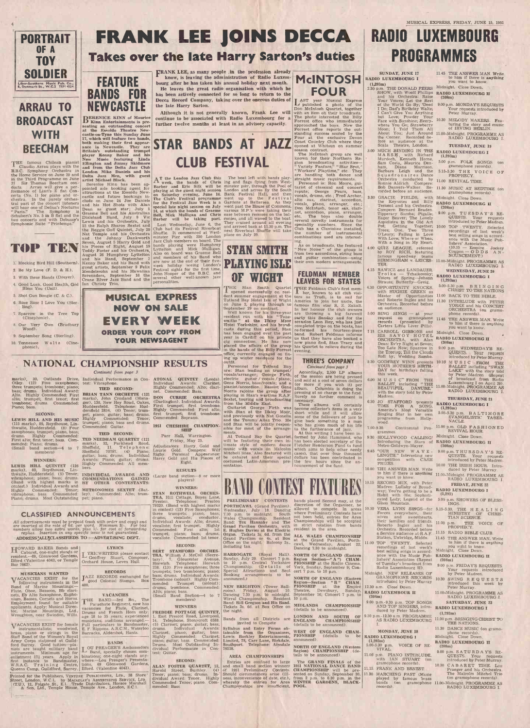# PORTRAIT OF A TOY SOLDIER

Liber-Southern Music Pub. Co., 8, Denmark St., W.C.2 TEM 4524

# ARRAU TO BROADCAST WITH BEECHAM

THE famous Chilean pianist Claudio Arrau plays with the B.B.C. Symphony Orchestra in the Home Service on June 20 and in the Third Programme on June 21. Sir Thomas Beecham conducts. Arrau will give a performance of Liszt's E flat Concerto (No. 1) for piano and orchestra. In the purely orchestral part of the concert listeners will hear one of Delius's Nocturnes "Paris." The Symphony is Schubert's No. 5 in B flat and the two concerts end with Debussy's Symphonic Suite "Printemps."

# TOP TEN

1. Mocking Bird Hill (Southern).
2. Be My Love (F. D. & H.).
3. With these Hands (Dreyer).
4. Good Luck, Good Health, God Bless You (Unit).
5. Shot Gun Boogie (C. & C.).
6. Rose Rose I Love You (Sterling).
7. Sparrow in the Tree Top (Cinephonic).
8. Our Very Own (Bradbury Wood).
9. September Song (Sterling).
10. Tennessee Waltz (Cinephonic).

# FRANK LEE JOINS DECCA

## Takes over the late Harry Sarton's duties

FRANK LEE, as many people in the profession already know, is leaving the administration of Radio Luxembourg after he has taken his annual holiday next month.

He leaves the great radio organisation with which he has been actively connected for so long to return to the Decca Record Company, taking over the onerous duties of the late Harry Sarton.

Although it is not generally known, Frank Lee will continue to be associated with Radio Luxembourg for a further twelve months at least in an advisory capacity.

# FEATURE BANDS FOR NEWCASTLE

BERENICE KINN of Maurice Kinn Entertainments is presenting an outstanding concert at the Essoldo Theatre Newcastle-on-Tyne this Sunday June 17, which will feature two bands, both making their first appearance in Newcastle. They are Britain's outstanding trumpet player Kenny Baker and his New Music featuring Linda Ellington and Jimmy Skidmore and from the Delta Jazz Club London Mike Daniels and his Delta Jazz Men, with guest artist Michael Black.

Berenice Kinn has been appointed sole booking agent for attractions at the Essoldo Newcastle and future bookings include on June 24 Joe Daniels and his Hot Shots with Alan Dean as guest star; July 1 Graeme Bell and his Australian Dixieland Band, July 8 Vic Lewis and his Orchestra, July 15 the Ralph Sharon Sextet and the Reggie Goff Quintet, July 29 Nat Temple and his Orchestra and the Johnny Dankworth Seven, August 5 Harry Gold and his Pieces of Eight, August 19 Teddy Foster and his Orchestra, August 26 Humphrey Lyttelton and his Band, September 2 Kenny Baker and his Band with guest artists, September 9 Felix Mendelssohn and his Hawaiian Serenaders, September 16 the Crane River Jazz Band and the Ian Christy Trio.

# MUSICAL EXPRESS NOW ON SALE EVERY WEEK

ORDER YOUR COPY FROM YOUR NEWSAGENT

# STAR BANDS AT JAZZ CLUB FESTIVAL

AT the London Jazz Club this week, the bands of Chris Barber and Eric Silk will be playing at the guest night session on Saturday evening, June 16. The Club's Festival programme for the Festival Jazz Week is a special late night session on July 14, at which the bands of Graeme Bell, Mick Mulligan and Chris Barber will be taking part.

Last Wednesday, June 6, the Club had its Festival Riverboat Shuffle. It commenced at Westminster Pier with 700 London Jazz Club members on board. The bands playing were Humphrey Lyttelton and Mick Mulligan. Also on board was Graeme Bell and members of his Band who are now at the end of their five-week holiday seeing London's Festival sights for the first time. John Hooper of the B.B.C. and several other well-known jazz personalities.

The boat left with bands playing and flags flying from Westminster pier, through the Pool of London and across by the South Bank Festival Hall, and then went up to the Festival Gardens at Battersea. As they went past the House of Commons, various M.P.'s were taking their ease between recesses on the balconies, and all waved to the boat. They cruised around all evening and arrived back at 11.30 p.m. The next Riverboat Shuffle will take place on July 29.

# STAN SMITH PLAYING ISLE OF WIGHT

THE Stan Smith Quartet opened successfully on resident summer engagement at the Totland Bay Hotel Isle of Wight on June 2, playing through to September 29 on contract.

Well known for his three-year resident run with the "Tunesmiths" at the Ilkley Moor Hotel Yorkshire, and his broadcasts during this period, Stan has been engaged over the past year in Cardiff on his private gig connection. He has now placed the affairs of the group in the hands of the Billy Forrest office, currently engaged on lining up winter residence for the outfit.

Personnel for Totland Bay are: Stan leading on trumpet/vocals/arranger; George Firth, electric guitar/vocals/piano; Gene Norris, bass/vocals; and a pianist/accordion. Bassist Gene Norris rejoins the group after playing in Stan's wartime R.A.F. Sextet, touring and broadcasting from the Middle East.

Guitarist George Firth was with Stan at the Ilkley Moor, and previously with Nat Cowells and the Tommy Allan Trio. He and Stan will be jointly responsible for most of the arrangements.

At Totland Bay the Quartet will be featuring their own intimate style of modern dance music with vocals on Malcolm Mitchell lines. Also featured will be character and their special costumed Latin-American presentation.

# McINTOSH FOUR

LAST year Musical Express published a photo of the Don McIntosh Quartet, together with an item on their broadcasts. The photo interested the Billy Forrest office who immediately approached the boys. Now the Forrest office reports the outstanding success scored by the Four at the exclusive Devon Coast Country Club where they opened at Whitsun on summer season contract.

The McIntosh group are well known for their Northern Region broadcasting activities—"Variety Fanfare," "Star Spot," "Workers' Playtime," etc. They are handling both dance and straight music requirements.

Personnel is: Ron Moore, guitarist of classical and concert repute; George Pears, bass, vocals, drums, etc.; Fred Archer, alto sax, clarinet, accordion, vocals, piano, arranger, etc.; Don McIntosh, tenor sax, clarinet, accordion, piano, arranger, etc. The boys also double several novelty instruments for speciality numbers. Since the Club has a Clavioline installed, the number of instrumental combinations used are interesting.

As on broadcasts, the featured "New Noise" of the group is from two accordions, string bass and guitar combination—using their own modern arrangements.

# FELDMAN MEMBER LEAVES FOR STATES

THE Feldman Club's first member, known to all club visitors as Trudi, is to sail for America to join her uncle, the famous film star S. Z. Zakall. In her honour the club owners are throwing a big farewell party this Sunday and for the occasion Leon Roy, who has just completed trips on the boats, has re-formed his fourteen-piece band. Robert Feldman informs us that they have also booked a new piano find, Stan Tracy and his Quartet to relieve during the evening.

## THREE'S COMPANY

*Continued from page 3*

Accordingly, 5,500 LP albums of the session are being pressed and sold at a cost of seven dollars (or more if you wish it) per album. Columbia is doing the pressing at no charge to the fund. Surely no further comment is necessary.

These albums will certainly become collector's items in a very short while and it will allow some of the followers of jazz to give back something to a man who has given much of his life to the furtherance of jazz.

At this writing I have been informed by John Hammond, who has been elected secretary of the Fletcher Henderson Fund to fund which aims to help other needy cases), that over four thousand dollars has been contributed in the few hours since the announcement of the fund.

# BAND CONTEST FIXTURES

**PRELIMINARY CONTESTS**

**PORTHCAWL** (Grand Pavilion). Wednesday, July 18. Dancing 7.30 p.m. to midnight. South Wales Championship. Resident Band: Tex Hannaby and the Grand Pavilion Orchestra, with E. Hughes Davies at the Electric Organ. Tickets 3s. 6d. from the Grand Pavilion or 4s. at Box Office on the night. Balcony 2s., including tax.

**HARROGATE** (Royal Hall). Sunday, July 29. Concert 7 p.m. to 10 p.m. Central Yorkshire Championship. (Details of Special Attractions and Seat Booking arrangements to be announced.)

**NEW BRIGHTON** (Tower Ballroom). Friday, August 10. Dancing 7.30 p.m. to midnight. Wirral Championship. Resident Band Bill Gregson and His Band. Tickets 3s. 6d. at Box Office on the night.

Bands from all Districts are invited to Compete

Syllabus and Entry Forms obtainable from the Organisers, Lewis Buckley Entertainments, Limited, 28, Carr Lane, Birkdale, Southport. Telephone: Ainsdale 78238.

**AREA CHAMPIONSHIPS**

Entries are confined to large and small band section winners of 1951 Preliminary Contests. Should circumstances arise (illness, inconvenience of date, etc.), whereby the entries for Area Championships are insufficient, bands placed Second may, at the discretion of the Organiser, be allowed to compete. In areas where Preliminary Contests have not been held, entries for Area Championships will be accepted in strict rotation from bands resident in the area.

**ALL WALES CHAMPIONSHIP** at the Grand Pavilion, Porthcawl, Wednesday, August 22. Dancing 7.30 to midnight.

**NORTH OF ENGLAND (Eastern Region Section—"A") CHAMPIONSHIP** at the Rialto Cinema, York, Sunday, September 9; Concert 7 p.m. to 10 p.m.

**NORTH OF ENGLAND (Eastern Region—Section "B") CHAMPIONSHIP** at the Empire Theatre, Dewsbury, Sunday, September 16; Concert 7 p.m. to 10 p.m.

**MIDLANDS CHAMPIONSHIP** (details to be announced).

**LONDON AND SOUTH OF ENGLAND CHAMPIONSHIP** (details to be announced).

**WEST OF ENGLAND CHAMPIONSHIP** (details to be announced).

**NORTH OF ENGLAND (Western Region) CHAMPIONSHIP** (details to be announced).

**THE GRAND FINALS** of the **1951 NATIONAL DANCE BAND CHAMPIONSHIP** will be presented on Sunday, September 30, from 2 p.m. to 6.30 p.m. in the **WINTER GARDENS, BLACKPOOL.**

# RADIO LUXEMBOURG PROGRAMMES

**SUNDAY, JUNE 17**

**RADIO LUXEMBOURG I**
(1,293m)

2.30 p.m. THE DONALD PEERS SHOW, with Woolf Phillips and his Orchestra: Raise Your Voices; Let the Rest of the World Go By; 'Deed I Do; Dad's Birthday Waltz; I Can't Give You Anything but Love; Powder Your Face with Sunshine; Everywhere You Go; Strawberry Moon; I Told Them All About You; Just Around the Corner. Recorded before an audience at the Scala Theatre, London.

3.00 MUCH BINDING IN THE MARSH, with Richard Murdoch, Kenneth Horne, Sam Costa, Maurice Denham, Diana Morrison, Barbara Leigh and the Squadronaires Dance Orchestra conducted by Ronnie Aldrich. Compere: Bob Danvers-Walker. Recorded before an audience.

3.30 GRACIE FIELDS, with the Keynotes and Billy Ternent and his Orchestra. Compere: Bernard Braden. Tipperary Samba; Pigalle; Eager Beaver; The Lovely Aspidistra in the Old Art Pot; Getting Together; Trees; One, Two Three O'Leary; Falling in Love With Love; Where or When; With a Song in My Heart.

4.00 QUIZ LEAGUE, refereed by ROY RICH, featuring famous speedway teams BIRMINGHAM v. LEICESTER.

4.15 RAWICZ and LANDAUER. Troika — Tchaikovsky; Voices of Spring—Johann Strauss; Butterfly—Grieg.

4.30 OPPORTUNITY KNOCKS, with HUGHIE GREEN as Master of Opportunities and Roberto Inglez and his Orchestra. Recorded before an audience.

5.00 BING SINGS — at your request on gramophone records (presented by Carters Little Liver Pills).

5.15 CARROLL GIBBONS and HIS SAVOY HOTEL ORCHESTRA, with Alan Dean: Ev'ry Night at Seven; Too Late Now; Sparrow in the Treetop; Till the Clouds Roll by; Wedding Samba.

5.30 GODFREY WINN presents YOUR MOTHER'S BIRTHDAY for birthdays falling this week.

6.00 M U S I C FROM THE BALLET, including "THE BEAUTIFUL DANUBE," with the story told by Peter Madren.

6.30 JO STAFFORD presents TIME FOR A SONG. America's Most Versatile Singing Star in her own programme from Hollywood.

7.00-9.30 Continental Programmes.

9.30 HOLLYWOOD CALLING! Introducing the Stars of Metro-Goldwyn-Mayer.

9.45 "OUR NEW WAVE-LENGTH." Interesting new competition with CASH PRIZES.

10.00 THE ANSWER MAN. Write to him if there is anything you want to know.

10.15 RECORD MIX, with Peter Madren: Lullaby of Broadway; You're Getting to be a Habit with Me; Sophisticated Lady; Legend of the Glass Mountain.

10.30 VERA LYNN SINGS—for Forces everywhere, their wives and sweethearts, their families and friends. Roberto Inglez and his Orchestra. Recorded before a Service audience at R.A.F. Station, Uxbridge, Middx.

11.00 TOP TWENTY. Selected recordings of last week's best selling songs in accordance with the Music Publishers' Association (Repeat of Tuesday's broadcast from Radio Luxembourg II).

Midnight. NEW RELEASES OF GRAMOPHONE RECORDS introduced by Peter Murray.

12.30 a.m. Close Down.

**RADIO LUXEMBOURG II**
(208m)

9.00 p.m.-9.30 p.m. TOP SONGS AND TOP SINGERS, introduced by Peter Madren.

9.30 p.m.-12.30 a.m. PROGRAMME AS RADIO LUXEMBOURG I.

**MONDAY, JUNE 18**

**RADIO LUXEMBOURG I**
(1,293m)

5.00-5.30 p.m. VOICE OF REVIVAL.

11.00 p.m. PIANO INTERLUDE, with IAN STUART (on gramophone records).

11.15 FRANK AND ERNEST.

11.30 MARCHING PAST (Music played by famous brass bands (on gramophone records).

11.45 THE ANSWER MAN. Write to him if there is anything you want to know.

Midnight. Close Down.

**RADIO LUXEMBOURG II**
(208m)

9.00 p.m. MONDAY'S REQUESTS Your requests introduced by Peter Murray.

10.30 MELODY MAKERS. Featuring the story and music of IRVING BERLIN.

11.00-Midnight. PROGRAMME AS RADIO LUXEMBOURG I.

**TUESDAY, JUNE 19**

**RADIO LUXEMBOURG I**
(1,293m)

5.00 p.m. FOLK SONGS (on gramophone records).

5.15-5.30 THE VOICE OF PROPHECY.

11.00 REVIVAL TIME.

11.30 MUSIC AT BEDTIME (on gramophone records).

Midnight. Close Down.

**RADIO LUXEMBOURG II**
(208m)

9.00 p.m. TUESDAY'S REQUESTS. Your requests introduced by Peter Madren.

10.00 TOP TWENTY. Selected recordings of last week's best selling songs in accordance with the Music Publishers' Association.
(10.35 — Empire Jockey Coupon — ODDS ANNOUNCEMENT.)

11.00-Midnight. PROGRAMME AS RADIO LUXEMBOURG I.

**WEDNESDAY, JUNE 20**

**RADIO LUXEMBOURG I**
(1,293m)

5.00-5.30 p.m. BRINGING CHRIST TO THE NATIONS

11.00 BACK TO THE BIBLE.

11.30 INTERLUDE with PETER YORKE and his CONCERT ORCHESTRA (on gramophone records).

11.45 THE ANSWER MAN. Write to him if there is anything you want to know.

Midnight. Close Down.

**RADIO LUXEMBOURG II**
(208m)

9.00 p.m. WEDNESDAY'S REQUESTS. Your requests introduced by Peter Murray.

10.10 MUSIC FROM THE BALLET including "SWAN LAKE" with the story told by Peter Madren (Repeat of broadcast from Radio Luxembourg I on April 29).

11.00-Midnight. PROGRAMME AS RADIO LUXEMBOURG I.

**THURSDAY, JUNE 21**

**RADIO LUXEMBOURG I**
(1,293m)

5.00-5.30 p.m. BALTIMORE EVANGELISTIC TABERNACLE.

11.00 p.m. OLD FASHIONED REVIVAL HOUR.

Midnight. Close Down.

**RADIO LUXEMBOURG II**
(208m)

9.00 p.m. THURSDAY'S REQUESTS. Your requests introduced by Peter Murray.

10.00 THE IRISH HOUR. Introduced by Peter Murray.

11.00-Midnight. PROGRAMME AS RADIO LUXEMBOURG I.

**FRIDAY, JUNE 22**

**RADIO LUXEMBOURG I**
(1,293m)

5.00 p.m. SHOWERS OF BLESSINGS.

5.15-5.30. THE HEALING MINISTRY OF CHRISTIAN SCIENCE.

11.00 p.m. THE VOICE OF PROPHECY.

11.15 RADIO BIBLE CLUB.

11.45 THE ANSWER MAN. Write to him if there is anything you want to know.

Midnight. Close Down.

**RADIO LUXEMBOURG II**
(208m)

9.00 p.m. FRIDAY'S REQUESTS. Your requests introduced by Peter Madren.

10.30 SWING REQUESTS introduced this week by Peter Murray.

11.00-Midnight. PROGRAMME AS RADIO LUXEMBOURG I.

**SATURDAY, JUNE 23**

**RADIO LUXEMBOURG I**
(1,293m)

11.00 p.m. BRINGING CHRIST TO THE NATIONS.

11.30 DANCE MUSIC (on gramophone records).

Midnight. Close Down.

**RADIO LUXEMBOURG II**
(208m)

9.00 p.m. SATURDAY'S REQUESTS. Your requests introduced by Peter Murray.

10.30 CABARET TIME. Lou Praeger and his Orchestra. The Malcolm Mitchell Trio (on gramophone records).

11.00-Midnight. PROGRAMME AS RADIO LUXEMBOURG I.

# NATIONAL CHAMPIONSHIP RESULTS

*Continued from page 3*

marks), 30, Oatlands Drive, Otley. (12) Five saxophones; three trumpets; trombone; piano; bass; drums. Individual Award: Alto. Highly Commended: First alto; trumpet; first tenor; first trombone; drums. Commended: Piano; bass.

**SECOND:**

**LEWIS HILL AND HIS MUSIC** (115 marks), 89, Roydhouse, Linthwaite, Huddersfield. (8) Four saxophones; trumpet; piano; bass; drums. Highly Commended: First alto; first tenor; bass. Commended: Piano; drums.

(Small band section—4 to 7 members)

**WINNERS:**

**LEWIS HILL QUINTET** (126 marks), 89, Roydhouse, Linthwaite, Huddersfield (5) Tenor; vibraphone; piano; bass; drums. (Band with highest marks in contest.) Individual Awards and Highly Commended: Tenor; vibraphone; bass. Commended: Piano; drums. Most Outstanding Individual Performance in Contest: Vibraphone.

**TIED SECOND:**

**BRIAN TANN ORCHETTE** (121 marks), John Crosland (Manager), 138, New Hey Road, Oakes, Huddersfield. Telephone: Huddersfield 2834. (6) Tenor; trumpet; piano; guitar; bass and drums. Highly Commended: Tenor; trumpet; piano; bass and drums. Commended: Guitar.

**TIED SECOND:**

**TED NEEDHAM QUARTET** (121 marks), 32, Parkhead Road, Sheffield, 11. Telephone: Sheffield 70797. (4) Piano; guitar; bass; drums. Individual Awards: Piano; guitar; drums. Highly Commended: All members.

**INDIVIDUAL AWARDS AND COMMENDATIONS GAINED BY OTHER CONTESTANTS:**

**METRONOMES SEXTET** (Batley). Highly Commended: Alto; trumpet; piano.

**ATONAL QUINTET** (Leeds). Individual Awards: Clarinet. Highly Commended: Alto; clarinet. Commended: Bass.

**DON CURRIE ORCHESTRA** (Darlington). Individual Awards: First trumpet; first trombone. Highly Commended: First alto; first trumpet; first trombone. Commended: Soprano.

**1951 CHESHIRE CHAMPIONSHIP**

Parr Hall, Warrington. Friday, May 25.

Adjudicators: Harry Gold and Laurie Gold. Compere: Wilf Rigby. Personal Appearance: Harry Gold and his Pieces of Eight.

**RESULTS**

(Large band section—8 or more players)

**WINNERS:**

**STAN ROTHWELL ORCHESTRA**, Hill Cottage, Boyes Lane, Preston. Telephone: Preston 79320. (Band with highest marks in contest) (13) Five Saxophones; three trumpets; piano; bass; drums; vocalist; conductor. Individual Awards: Alto; drums; vocalist; first trumpet. Highly Commended: First alto; 1st trumpet; piano; bass; drums; vocalist. Commended: 1st tenor.

**SECOND:**

**BERT STAMFORD ORCHESTRA**, William J. McColl (Secretary), 7, Gloucester Avenue, Horwich. Telephone: Horwich 238. (13) Five saxophones; three trumpets; two trombones; piano; bass; drums. Individual Awards: Trombone (soloist). Highly Commended: Trumpet (soloist); drums; trombone. Commended: Alto; piano; bass.

(Small Band Section—4 to 7 members)

**WINNERS:**

**FREDDIE POTTAGE QUINTET**, 1, East Prescot Road, Liverpool, 14. Telephone, Stonycroft 6588. (5) Clarinet; piano; guitar; bass; drums. Individual Awards: Clarinet; piano; guitar; bass. Highly Commended: Clarinet; piano; guitar; bass. Commended: Drums. Most Outstanding Individual Performance in Contest: Guitar.

**SECOND:**

**ALAN FOSTER QUARTET**, 12, Harold Street, Burnley. (4) Tenor; piano; bass; drums. Individual Award: Tenor. Highly Commended: Tenor; piano. Commended: Bass.

# CLASSIFIED ANNOUNCEMENTS

*All advertisements must be prepaid (cash with order and copy) and are inserted at the rate of 6d. per word. Minimum 3/-. For box numbers allow two extra words, plus 1/- for cost of forwarding replies. Insertion in any specific issue is not guaranteed.*

**ADDRESS ALL CLASSIFIEDS TO :—ADVERTISING DEPT.**

HOWARD BAKER Bands and Cabaret, one-night stands or resident.—69, Glenwood Gardens, Ilford (Valentine 4043, or Temple Bar 7662).

**MUSICIANS WANTED**

VACANCIES EXIST for the following instruments in the Band of Marine Mountings:— Flute, Oboe, Bassoon, Bb clarinets, Eb Alto Saxophone, Euphonium, Basses, Cornets and Horns. Employment found for suitable applicants. Apply: Musical Director, Marine Mountings, Ltd., Wroughton, near Swindon, Wilts.

VACANCIES EXIST for female instrumentalists; woodwind, brass, piano or strings in the Staff Band of the Women's Royal Army Corps stationed at Guildford Surrey. Good tuition—pianists are taught military band instruments. Minimum age for enlistment 17½ years. Apply in first instance to Bandmaster, W.R.A.C. Training Centre, Queens Camp, Guildford, Surrey.

**LYRICS**

LYRICWRITERS please contact Geoffrey Stuart, Composer, Orchard House, Leven Hull.

**RECORDS**

JAZZ RECORDS exchanged for good Colonial Stamps. Box 400.

**VACANCIES**

THE BAND—3rd Bn., The Parachute Regiment, now has vacancies for Flute, Clarinet, Drums and French Horn only; age 18 to 35 years; experienced musicians; auditions arranged— Full particulars to Bandmaster, E. F. Rippons, A.R.C.M., Waterloo Barracks, Aldershot, Hants.

**BANDS**

LOU PREAGER'S Ambassadors Band, specially chosen combinations; one-night stands anywhere.—Lou Preager's Presentations, 69 Glenwood Gardens, Ilford. (Valentine 4043).

Printed for the Publishers, VENTURE PUBLICATIONS, LTD., 38 Store Street, London, W.C.1, by MACAULAY'S ADVERTISING SERVICE, LTD. (T.U.), 12, Folgate St., E.1. Trade Distributors: Horace Marshall & Son, Ltd., Temple House, Temple Ave., London, E.C.1.